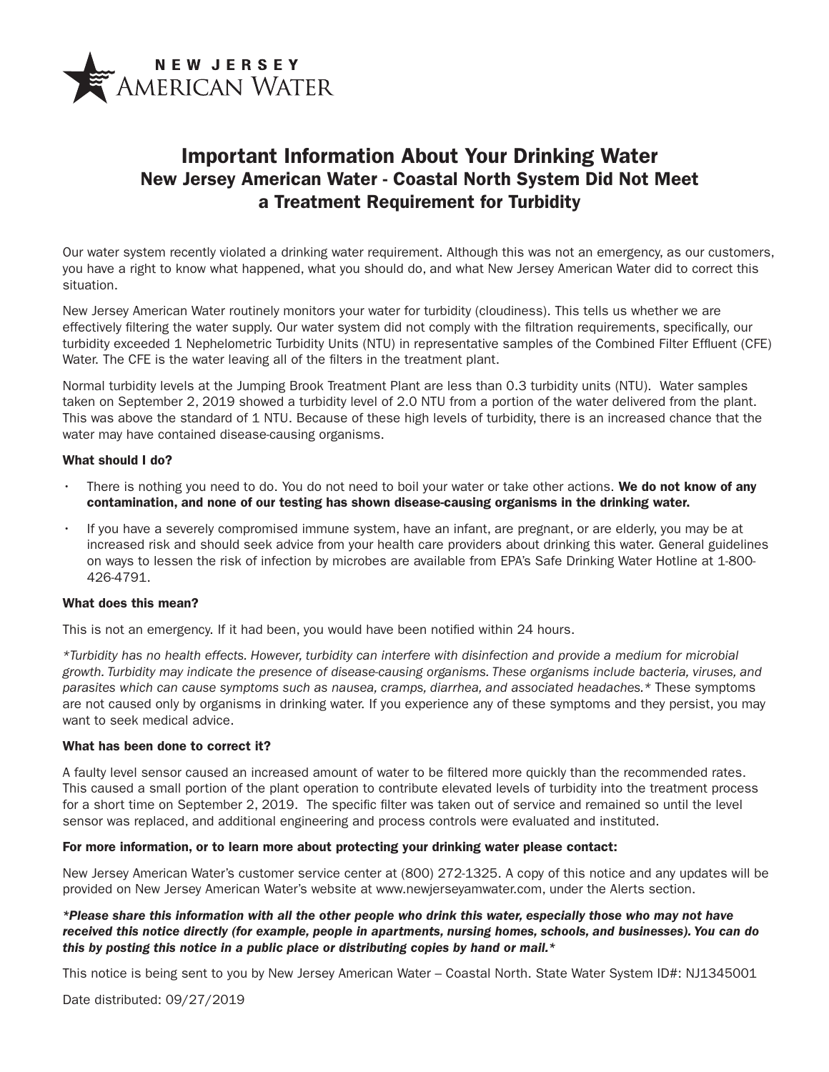NEW JERSEY AMERICAN WATER

# Important Information About Your Drinking Water

## New Jersey American Water - Coastal North System Did Not Meet a Treatment Requirement for Turbidity

Our water system recently violated a drinking water requirement. Although this was not an emergency, as our customers, you have a right to know what happened, what you should do, and what New Jersey American Water did to correct this situation.

New Jersey American Water routinely monitors your water for turbidity (cloudiness). This tells us whether we are effectively filtering the water supply. Our water system did not comply with the filtration requirements, specifically, our turbidity exceeded 1 Nephelometric Turbidity Units (NTU) in representative samples of the Combined Filter Effluent (CFE) Water. The CFE is the water leaving all of the filters in the treatment plant.

Normal turbidity levels at the Jumping Brook Treatment Plant are less than 0.3 turbidity units (NTU). Water samples taken on September 2, 2019 showed a turbidity level of 2.0 NTU from a portion of the water delivered from the plant. This was above the standard of 1 NTU. Because of these high levels of turbidity, there is an increased chance that the water may have contained disease-causing organisms.

**What should I do?**

- There is nothing you need to do. You do not need to boil your water or take other actions. **We do not know of any contamination, and none of our testing has shown disease-causing organisms in the drinking water.**
- If you have a severely compromised immune system, have an infant, are pregnant, or are elderly, you may be at increased risk and should seek advice from your health care providers about drinking this water. General guidelines on ways to lessen the risk of infection by microbes are available from EPA's Safe Drinking Water Hotline at 1-800-426-4791.

**What does this mean?**

This is not an emergency. If it had been, you would have been notified within 24 hours.

*\*Turbidity has no health effects. However, turbidity can interfere with disinfection and provide a medium for microbial growth. Turbidity may indicate the presence of disease-causing organisms. These organisms include bacteria, viruses, and parasites which can cause symptoms such as nausea, cramps, diarrhea, and associated headaches.\** These symptoms are not caused only by organisms in drinking water. If you experience any of these symptoms and they persist, you may want to seek medical advice.

**What has been done to correct it?**

A faulty level sensor caused an increased amount of water to be filtered more quickly than the recommended rates. This caused a small portion of the plant operation to contribute elevated levels of turbidity into the treatment process for a short time on September 2, 2019. The specific filter was taken out of service and remained so until the level sensor was replaced, and additional engineering and process controls were evaluated and instituted.

**For more information, or to learn more about protecting your drinking water please contact:**

New Jersey American Water's customer service center at (800) 272-1325. A copy of this notice and any updates will be provided on New Jersey American Water's website at www.newjerseyamwater.com, under the Alerts section.

***\*Please share this information with all the other people who drink this water, especially those who may not have received this notice directly (for example, people in apartments, nursing homes, schools, and businesses). You can do this by posting this notice in a public place or distributing copies by hand or mail.\****

This notice is being sent to you by New Jersey American Water – Coastal North. State Water System ID#: NJ1345001

Date distributed: 09/27/2019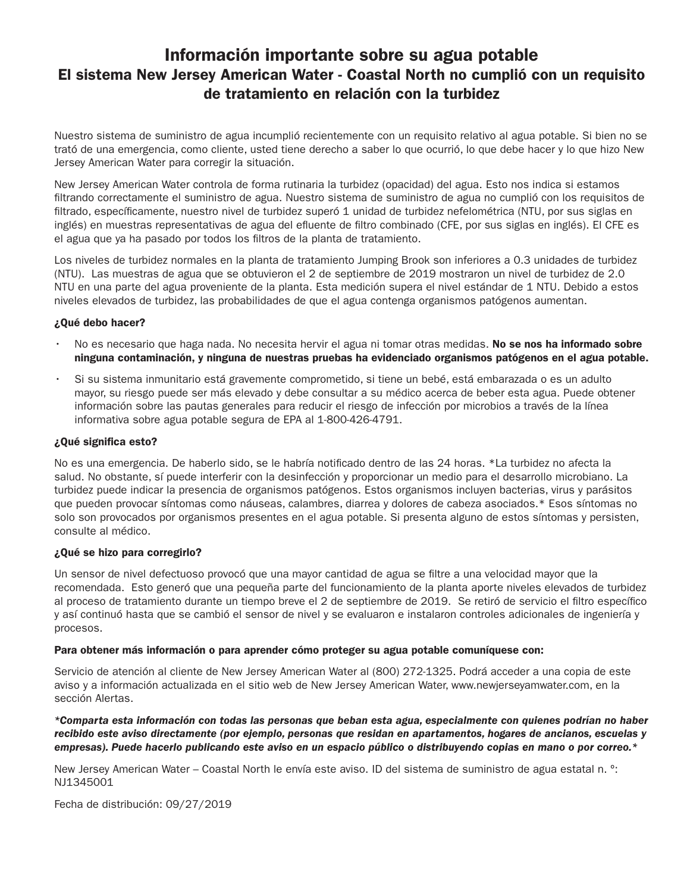# Información importante sobre su agua potable

## El sistema New Jersey American Water - Coastal North no cumplió con un requisito de tratamiento en relación con la turbidez

Nuestro sistema de suministro de agua incumplió recientemente con un requisito relativo al agua potable. Si bien no se trató de una emergencia, como cliente, usted tiene derecho a saber lo que ocurrió, lo que debe hacer y lo que hizo New Jersey American Water para corregir la situación.

New Jersey American Water controla de forma rutinaria la turbidez (opacidad) del agua. Esto nos indica si estamos filtrando correctamente el suministro de agua. Nuestro sistema de suministro de agua no cumplió con los requisitos de filtrado, específicamente, nuestro nivel de turbidez superó 1 unidad de turbidez nefelométrica (NTU, por sus siglas en inglés) en muestras representativas de agua del efluente de filtro combinado (CFE, por sus siglas en inglés). El CFE es el agua que ya ha pasado por todos los filtros de la planta de tratamiento.

Los niveles de turbidez normales en la planta de tratamiento Jumping Brook son inferiores a 0.3 unidades de turbidez (NTU). Las muestras de agua que se obtuvieron el 2 de septiembre de 2019 mostraron un nivel de turbidez de 2.0 NTU en una parte del agua proveniente de la planta. Esta medición supera el nivel estándar de 1 NTU. Debido a estos niveles elevados de turbidez, las probabilidades de que el agua contenga organismos patógenos aumentan.

**¿Qué debo hacer?**

- No es necesario que haga nada. No necesita hervir el agua ni tomar otras medidas. **No se nos ha informado sobre ninguna contaminación, y ninguna de nuestras pruebas ha evidenciado organismos patógenos en el agua potable.**
- Si su sistema inmunitario está gravemente comprometido, si tiene un bebé, está embarazada o es un adulto mayor, su riesgo puede ser más elevado y debe consultar a su médico acerca de beber esta agua. Puede obtener información sobre las pautas generales para reducir el riesgo de infección por microbios a través de la línea informativa sobre agua potable segura de EPA al 1-800-426-4791.

**¿Qué significa esto?**

No es una emergencia. De haberlo sido, se le habría notificado dentro de las 24 horas. *La turbidez no afecta la salud. No obstante, sí puede interferir con la desinfección y proporcionar un medio para el desarrollo microbiano. La turbidez puede indicar la presencia de organismos patógenos. Estos organismos incluyen bacterias, virus y parásitos que pueden provocar síntomas como náuseas, calambres, diarrea y dolores de cabeza asociados.* Esos síntomas no solo son provocados por organismos presentes en el agua potable. Si presenta alguno de estos síntomas y persisten, consulte al médico.

**¿Qué se hizo para corregirlo?**

Un sensor de nivel defectuoso provocó que una mayor cantidad de agua se filtre a una velocidad mayor que la recomendada. Esto generó que una pequeña parte del funcionamiento de la planta aporte niveles elevados de turbidez al proceso de tratamiento durante un tiempo breve el 2 de septiembre de 2019. Se retiró de servicio el filtro específico y así continuó hasta que se cambió el sensor de nivel y se evaluaron e instalaron controles adicionales de ingeniería y procesos.

**Para obtener más información o para aprender cómo proteger su agua potable comuníquese con:**

Servicio de atención al cliente de New Jersey American Water al (800) 272-1325. Podrá acceder a una copia de este aviso y a información actualizada en el sitio web de New Jersey American Water, www.newjerseyamwater.com, en la sección Alertas.

***Comparta esta información con todas las personas que beban esta agua, especialmente con quienes podrían no haber recibido este aviso directamente (por ejemplo, personas que residan en apartamentos, hogares de ancianos, escuelas y empresas). Puede hacerlo publicando este aviso en un espacio público o distribuyendo copias en mano o por correo.***

New Jersey American Water – Coastal North le envía este aviso. ID del sistema de suministro de agua estatal n. º: NJ1345001

Fecha de distribución: 09/27/2019